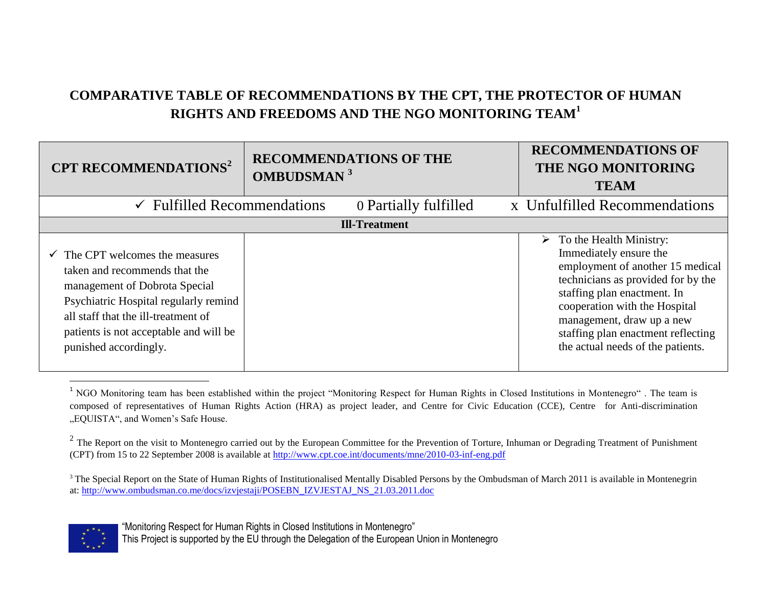# COMPARATIVE TABLE OF RECOMMENDATIONS BY THE CPT, THE PROTECTOR OF HUMAN RIGHTS AND FREEDOMS AND THE NGO MONITORING TEAM[1]

| CPT RECOMMENDATIONS[2] | RECOMMENDATIONS OF THE OMBUDSMAN [3] | RECOMMENDATIONS OF THE NGO MONITORING TEAM |
|---|---|---|
| ✓ Fulfilled Recommendations | 0 Partially fulfilled | x Unfulfilled Recommendations |
| **Ill-Treatment** | | |
| ✓ The CPT welcomes the measures taken and recommends that the management of Dobrota Special Psychiatric Hospital regularly remind all staff that the ill-treatment of patients is not acceptable and will be punished accordingly. | | ➢ To the Health Ministry: Immediately ensure the employment of another 15 medical technicians as provided for by the staffing plan enactment. In cooperation with the Hospital management, draw up a new staffing plan enactment reflecting the actual needs of the patients. |

[1] NGO Monitoring team has been established within the project "Monitoring Respect for Human Rights in Closed Institutions in Montenegro" . The team is composed of representatives of Human Rights Action (HRA) as project leader, and Centre for Civic Education (CCE), Centre for Anti-discrimination „EQUISTA", and Women's Safe House.

[2] The Report on the visit to Montenegro carried out by the European Committee for the Prevention of Torture, Inhuman or Degrading Treatment of Punishment (CPT) from 15 to 22 September 2008 is available at http://www.cpt.coe.int/documents/mne/2010-03-inf-eng.pdf

[3] The Special Report on the State of Human Rights of Institutionalised Mentally Disabled Persons by the Ombudsman of March 2011 is available in Montenegrin at: http://www.ombudsman.co.me/docs/izvjestaji/POSEBN_IZVJESTAJ_NS_21.03.2011.doc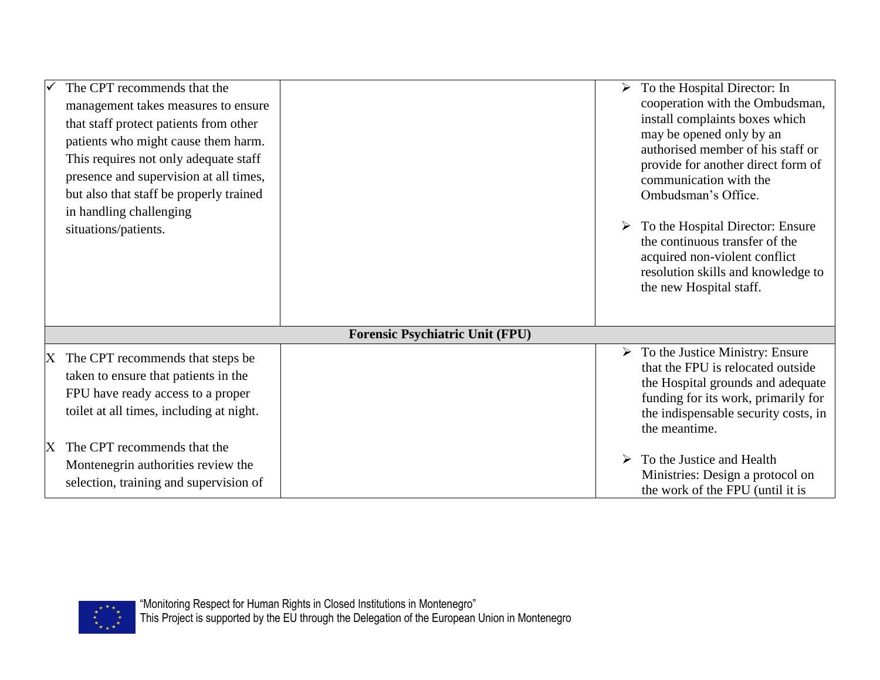| | | |
|---|---|---|
| ✓ The CPT recommends that the management takes measures to ensure that staff protect patients from other patients who might cause them harm. This requires not only adequate staff presence and supervision at all times, but also that staff be properly trained in handling challenging situations/patients. | | ➢ To the Hospital Director: In cooperation with the Ombudsman, install complaints boxes which may be opened only by an authorised member of his staff or provide for another direct form of communication with the Ombudsman's Office.<br><br>➢ To the Hospital Director: Ensure the continuous transfer of the acquired non-violent conflict resolution skills and knowledge to the new Hospital staff. |
| **Forensic Psychiatric Unit (FPU)** | | |
| X The CPT recommends that steps be taken to ensure that patients in the FPU have ready access to a proper toilet at all times, including at night.<br><br>X The CPT recommends that the Montenegrin authorities review the selection, training and supervision of | | ➢ To the Justice Ministry: Ensure that the FPU is relocated outside the Hospital grounds and adequate funding for its work, primarily for the indispensable security costs, in the meantime.<br><br>➢ To the Justice and Health Ministries: Design a protocol on the work of the FPU (until it is |

"Monitoring Respect for Human Rights in Closed Institutions in Montenegro"
This Project is supported by the EU through the Delegation of the European Union in Montenegro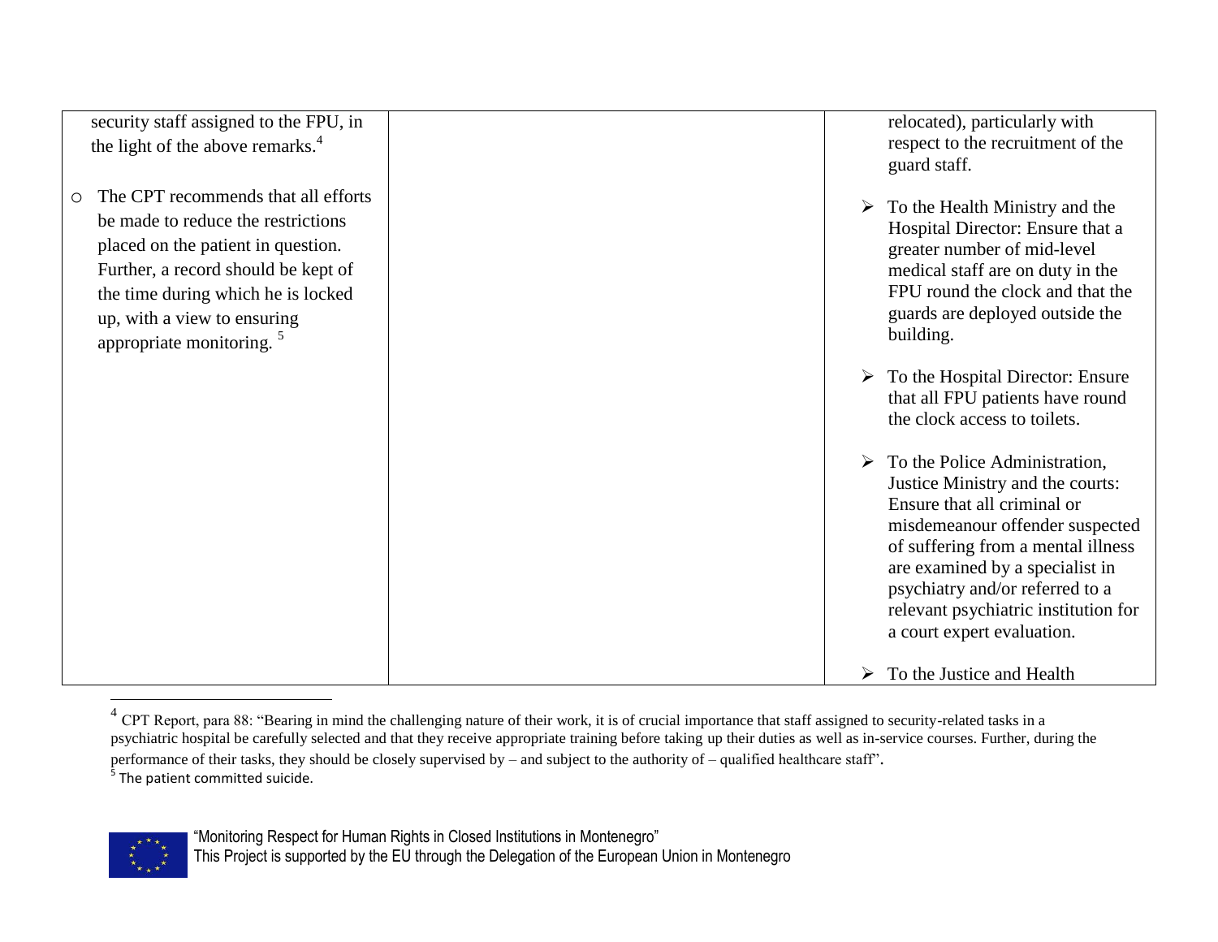| | | |
|---|---|---|
| security staff assigned to the FPU, in the light of the above remarks.[4]<br><br>○ The CPT recommends that all efforts be made to reduce the restrictions placed on the patient in question. Further, a record should be kept of the time during which he is locked up, with a view to ensuring appropriate monitoring. [5] | | relocated), particularly with respect to the recruitment of the guard staff.<br><br>➢ To the Health Ministry and the Hospital Director: Ensure that a greater number of mid-level medical staff are on duty in the FPU round the clock and that the guards are deployed outside the building.<br><br>➢ To the Hospital Director: Ensure that all FPU patients have round the clock access to toilets.<br><br>➢ To the Police Administration, Justice Ministry and the courts: Ensure that all criminal or misdemeanour offender suspected of suffering from a mental illness are examined by a specialist in psychiatry and/or referred to a relevant psychiatric institution for a court expert evaluation.<br><br>➢ To the Justice and Health |

[4] CPT Report, para 88: "Bearing in mind the challenging nature of their work, it is of crucial importance that staff assigned to security-related tasks in a psychiatric hospital be carefully selected and that they receive appropriate training before taking up their duties as well as in-service courses. Further, during the performance of their tasks, they should be closely supervised by – and subject to the authority of – qualified healthcare staff".

[5] The patient committed suicide.

"Monitoring Respect for Human Rights in Closed Institutions in Montenegro"
This Project is supported by the EU through the Delegation of the European Union in Montenegro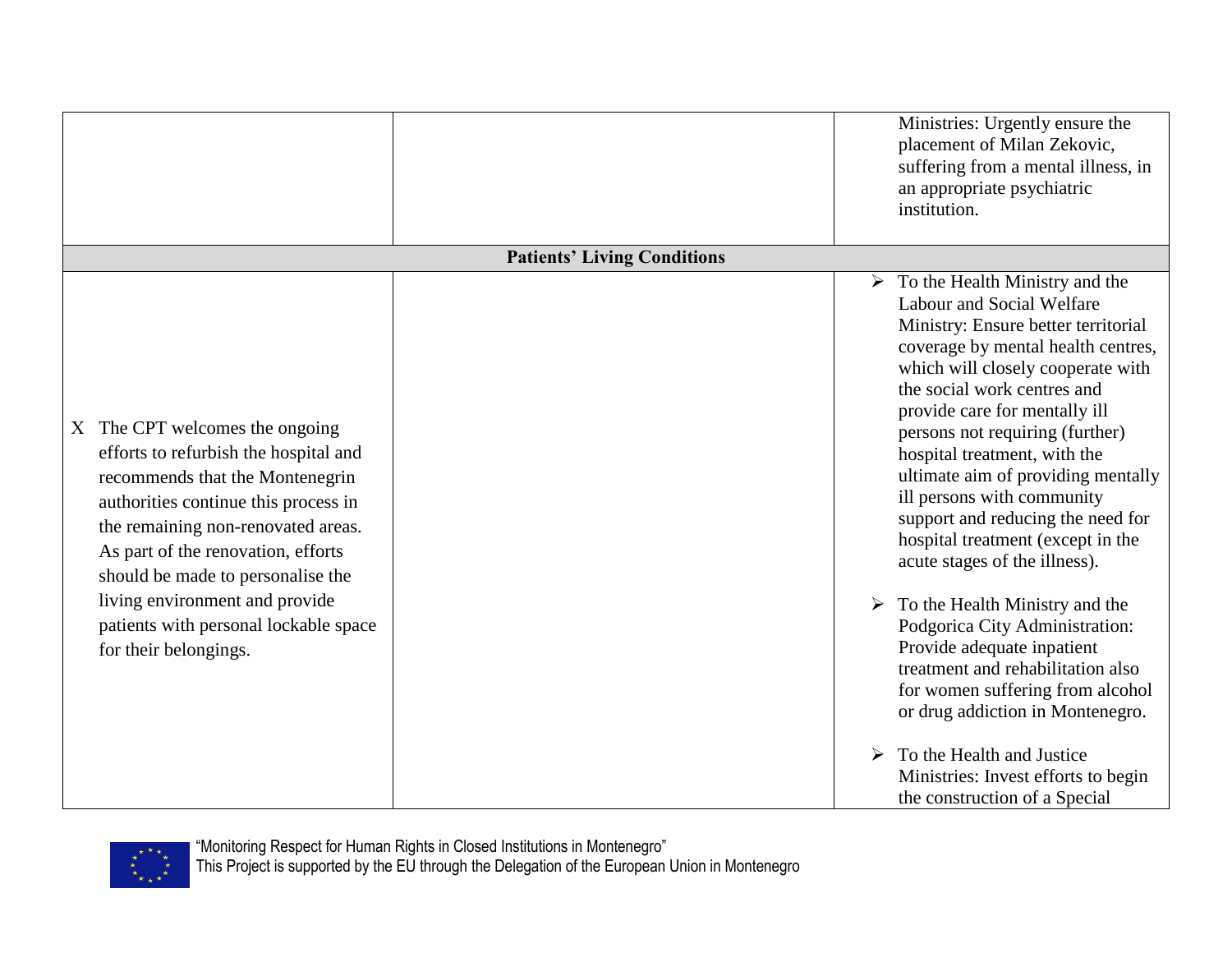| | | |
|---|---|---|
| | | Ministries: Urgently ensure the placement of Milan Zekovic, suffering from a mental illness, in an appropriate psychiatric institution. |
| **Patients' Living Conditions** | | |
| X The CPT welcomes the ongoing efforts to refurbish the hospital and recommends that the Montenegrin authorities continue this process in the remaining non-renovated areas. As part of the renovation, efforts should be made to personalise the living environment and provide patients with personal lockable space for their belongings. | | ➢ To the Health Ministry and the Labour and Social Welfare Ministry: Ensure better territorial coverage by mental health centres, which will closely cooperate with the social work centres and provide care for mentally ill persons not requiring (further) hospital treatment, with the ultimate aim of providing mentally ill persons with community support and reducing the need for hospital treatment (except in the acute stages of the illness).<br><br>➢ To the Health Ministry and the Podgorica City Administration: Provide adequate inpatient treatment and rehabilitation also for women suffering from alcohol or drug addiction in Montenegro.<br><br>➢ To the Health and Justice Ministries: Invest efforts to begin the construction of a Special |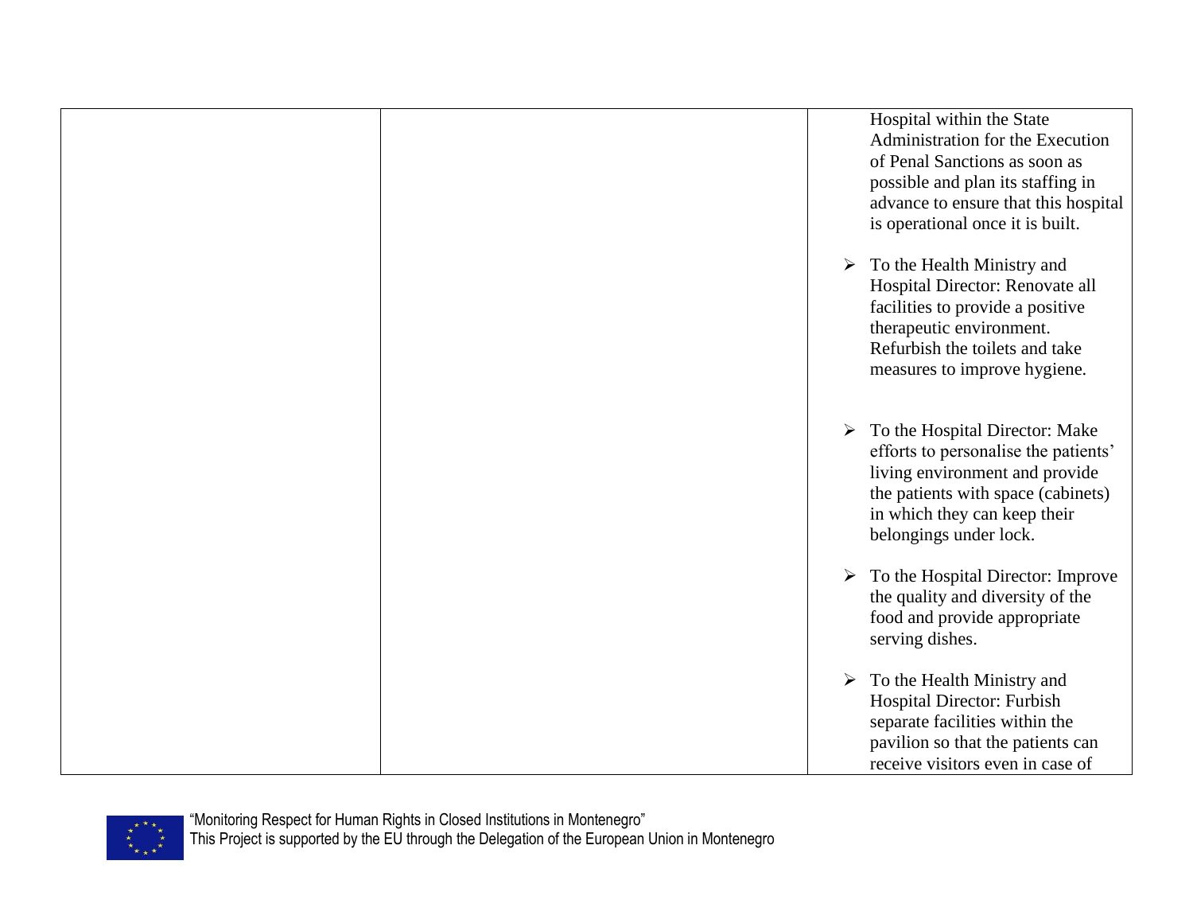| | | Hospital within the State Administration for the Execution of Penal Sanctions as soon as possible and plan its staffing in advance to ensure that this hospital is operational once it is built.<br><br>➢ To the Health Ministry and Hospital Director: Renovate all facilities to provide a positive therapeutic environment. Refurbish the toilets and take measures to improve hygiene.<br><br>➢ To the Hospital Director: Make efforts to personalise the patients' living environment and provide the patients with space (cabinets) in which they can keep their belongings under lock.<br><br>➢ To the Hospital Director: Improve the quality and diversity of the food and provide appropriate serving dishes.<br><br>➢ To the Health Ministry and Hospital Director: Furbish separate facilities within the pavilion so that the patients can receive visitors even in case of |
|---|---|---|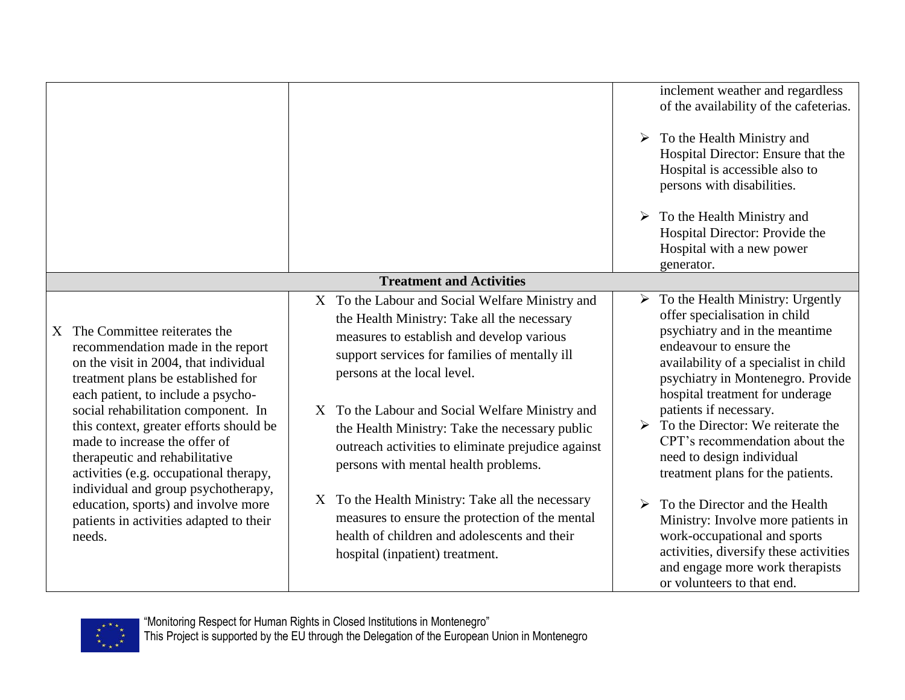| | | |
|---|---|---|
| | | inclement weather and regardless of the availability of the cafeterias.<br><br>➢ To the Health Ministry and Hospital Director: Ensure that the Hospital is accessible also to persons with disabilities.<br><br>➢ To the Health Ministry and Hospital Director: Provide the Hospital with a new power generator. |
| **Treatment and Activities** | | |
| X The Committee reiterates the recommendation made in the report on the visit in 2004, that individual treatment plans be established for each patient, to include a psycho-social rehabilitation component. In this context, greater efforts should be made to increase the offer of therapeutic and rehabilitative activities (e.g. occupational therapy, individual and group psychotherapy, education, sports) and involve more patients in activities adapted to their needs. | X To the Labour and Social Welfare Ministry and the Health Ministry: Take all the necessary measures to establish and develop various support services for families of mentally ill persons at the local level.<br><br>X To the Labour and Social Welfare Ministry and the Health Ministry: Take the necessary public outreach activities to eliminate prejudice against persons with mental health problems.<br><br>X To the Health Ministry: Take all the necessary measures to ensure the protection of the mental health of children and adolescents and their hospital (inpatient) treatment. | ➢ To the Health Ministry: Urgently offer specialisation in child psychiatry and in the meantime endeavour to ensure the availability of a specialist in child psychiatry in Montenegro. Provide hospital treatment for underage patients if necessary.<br>➢ To the Director: We reiterate the CPT's recommendation about the need to design individual treatment plans for the patients.<br><br>➢ To the Director and the Health Ministry: Involve more patients in work-occupational and sports activities, diversify these activities and engage more work therapists or volunteers to that end. |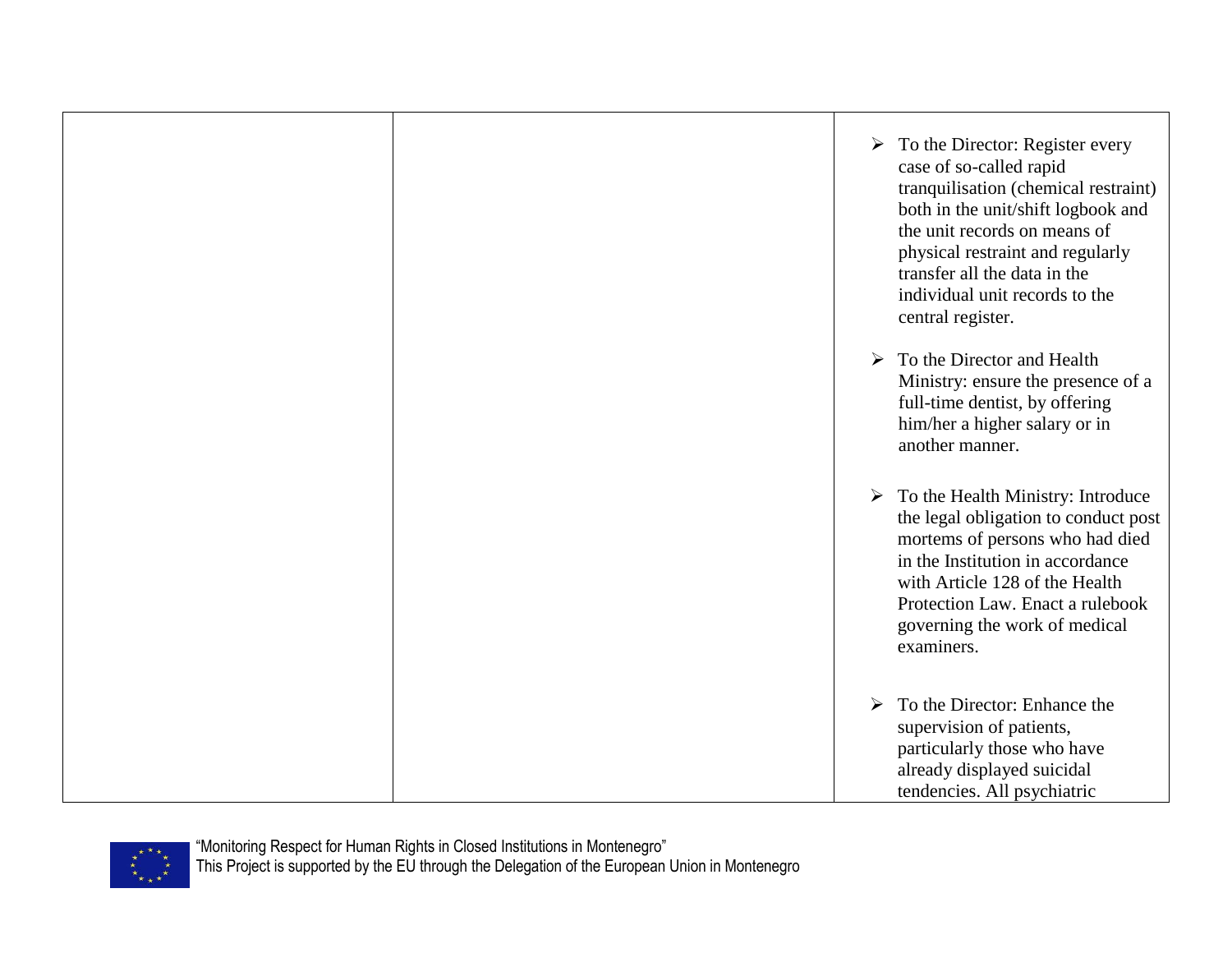|  |  |  |
| --- | --- | --- |
|  |  | ➢ To the Director: Register every case of so-called rapid tranquilisation (chemical restraint) both in the unit/shift logbook and the unit records on means of physical restraint and regularly transfer all the data in the individual unit records to the central register.<br><br>➢ To the Director and Health Ministry: ensure the presence of a full-time dentist, by offering him/her a higher salary or in another manner.<br><br>➢ To the Health Ministry: Introduce the legal obligation to conduct post mortems of persons who had died in the Institution in accordance with Article 128 of the Health Protection Law. Enact a rulebook governing the work of medical examiners.<br><br>➢ To the Director: Enhance the supervision of patients, particularly those who have already displayed suicidal tendencies. All psychiatric |

“Monitoring Respect for Human Rights in Closed Institutions in Montenegro”
This Project is supported by the EU through the Delegation of the European Union in Montenegro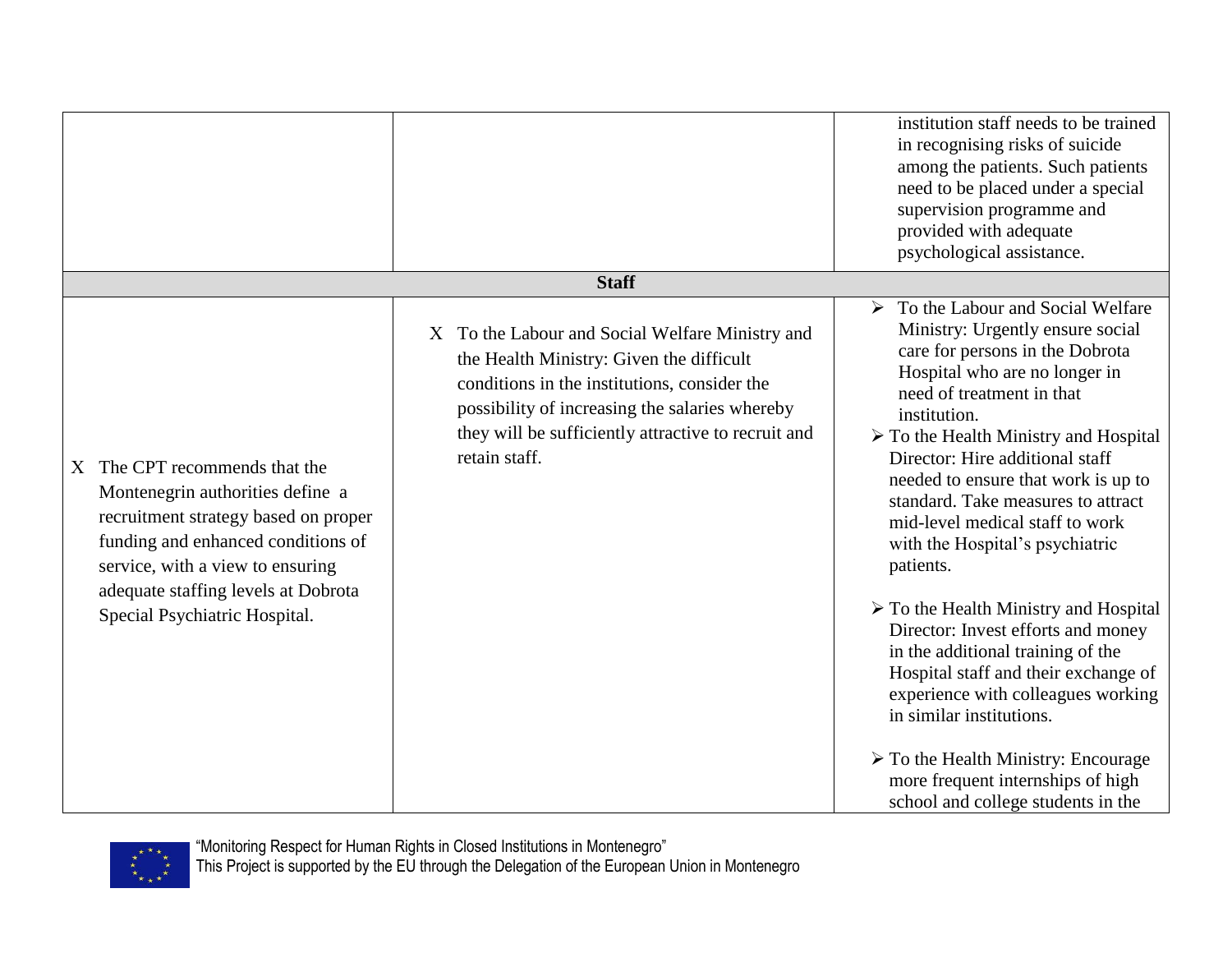| | | |
|---|---|---|
| | | institution staff needs to be trained in recognising risks of suicide among the patients. Such patients need to be placed under a special supervision programme and provided with adequate psychological assistance. |
| **Staff** | | |
| X The CPT recommends that the Montenegrin authorities define a recruitment strategy based on proper funding and enhanced conditions of service, with a view to ensuring adequate staffing levels at Dobrota Special Psychiatric Hospital. | X To the Labour and Social Welfare Ministry and the Health Ministry: Given the difficult conditions in the institutions, consider the possibility of increasing the salaries whereby they will be sufficiently attractive to recruit and retain staff. | ➢ To the Labour and Social Welfare Ministry: Urgently ensure social care for persons in the Dobrota Hospital who are no longer in need of treatment in that institution.<br>➢ To the Health Ministry and Hospital Director: Hire additional staff needed to ensure that work is up to standard. Take measures to attract mid-level medical staff to work with the Hospital's psychiatric patients.<br><br>➢ To the Health Ministry and Hospital Director: Invest efforts and money in the additional training of the Hospital staff and their exchange of experience with colleagues working in similar institutions.<br><br>➢ To the Health Ministry: Encourage more frequent internships of high school and college students in the |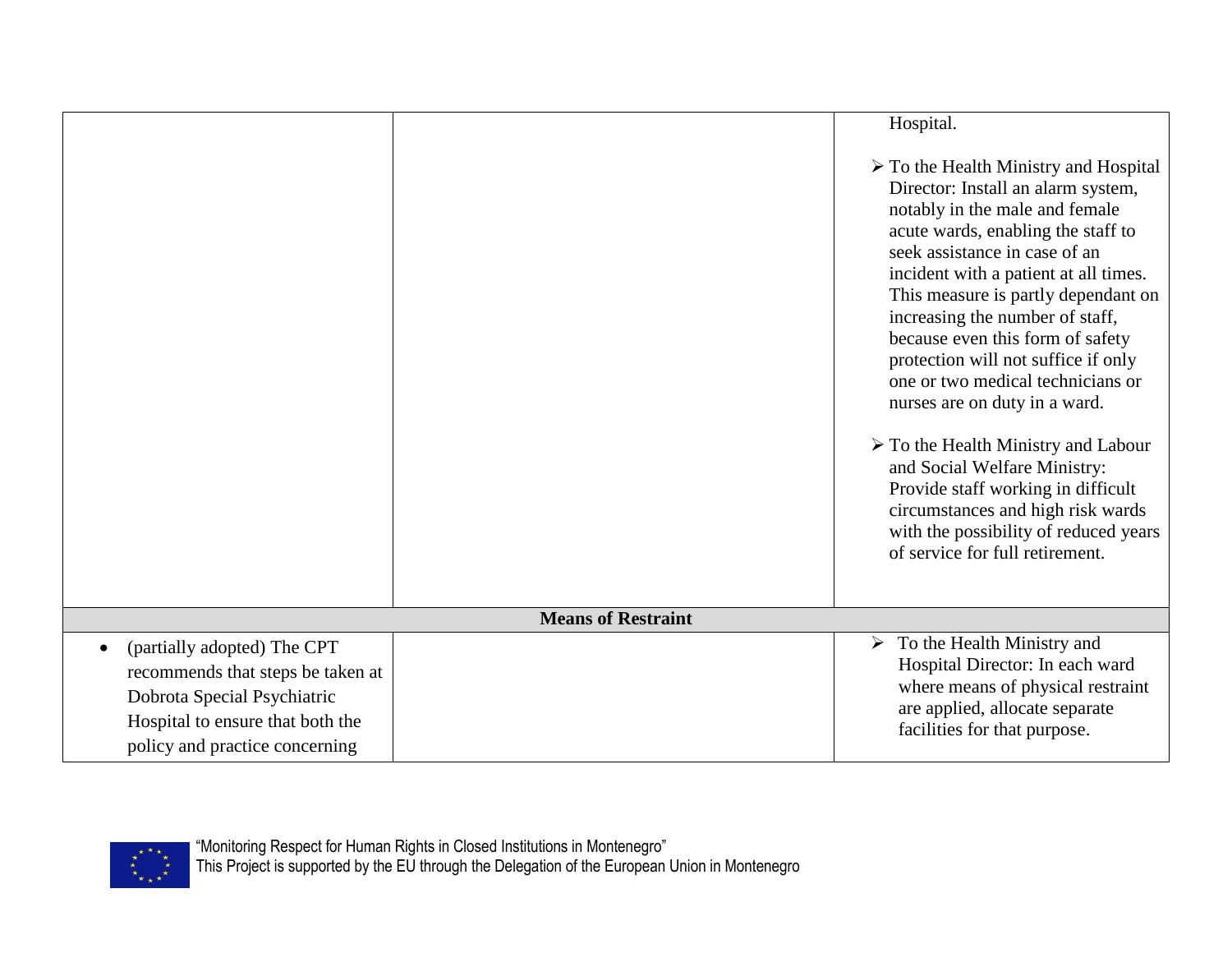| | | |
|---|---|---|
| | | Hospital.<br><br>➢ To the Health Ministry and Hospital Director: Install an alarm system, notably in the male and female acute wards, enabling the staff to seek assistance in case of an incident with a patient at all times. This measure is partly dependant on increasing the number of staff, because even this form of safety protection will not suffice if only one or two medical technicians or nurses are on duty in a ward.<br><br>➢ To the Health Ministry and Labour and Social Welfare Ministry: Provide staff working in difficult circumstances and high risk wards with the possibility of reduced years of service for full retirement. |
| **Means of Restraint** | | |
| • (partially adopted) The CPT recommends that steps be taken at Dobrota Special Psychiatric Hospital to ensure that both the policy and practice concerning | | ➢ To the Health Ministry and Hospital Director: In each ward where means of physical restraint are applied, allocate separate facilities for that purpose. |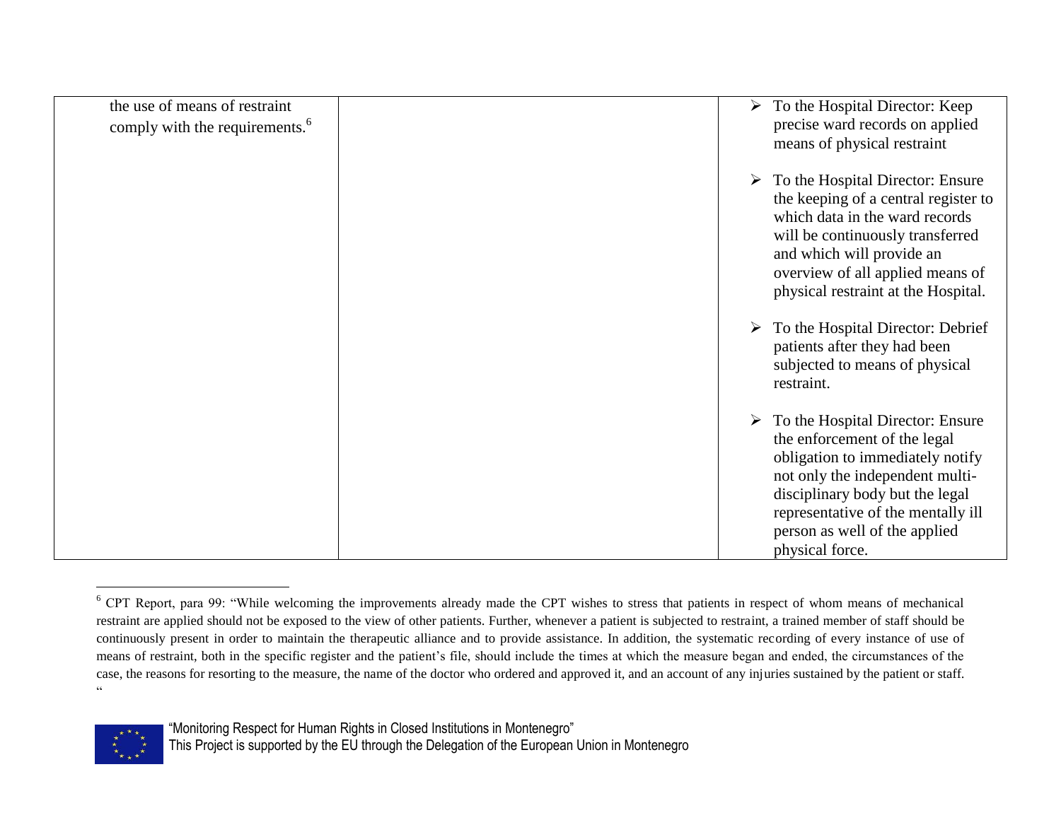| | | |
|---|---|---|
| the use of means of restraint comply with the requirements.[6] | | ➢ To the Hospital Director: Keep precise ward records on applied means of physical restraint<br><br>➢ To the Hospital Director: Ensure the keeping of a central register to which data in the ward records will be continuously transferred and which will provide an overview of all applied means of physical restraint at the Hospital.<br><br>➢ To the Hospital Director: Debrief patients after they had been subjected to means of physical restraint.<br><br>➢ To the Hospital Director: Ensure the enforcement of the legal obligation to immediately notify not only the independent multi-disciplinary body but the legal representative of the mentally ill person as well of the applied physical force. |

[6] CPT Report, para 99: "While welcoming the improvements already made the CPT wishes to stress that patients in respect of whom means of mechanical restraint are applied should not be exposed to the view of other patients. Further, whenever a patient is subjected to restraint, a trained member of staff should be continuously present in order to maintain the therapeutic alliance and to provide assistance. In addition, the systematic recording of every instance of use of means of restraint, both in the specific register and the patient's file, should include the times at which the measure began and ended, the circumstances of the case, the reasons for resorting to the measure, the name of the doctor who ordered and approved it, and an account of any injuries sustained by the patient or staff. "

"Monitoring Respect for Human Rights in Closed Institutions in Montenegro"
This Project is supported by the EU through the Delegation of the European Union in Montenegro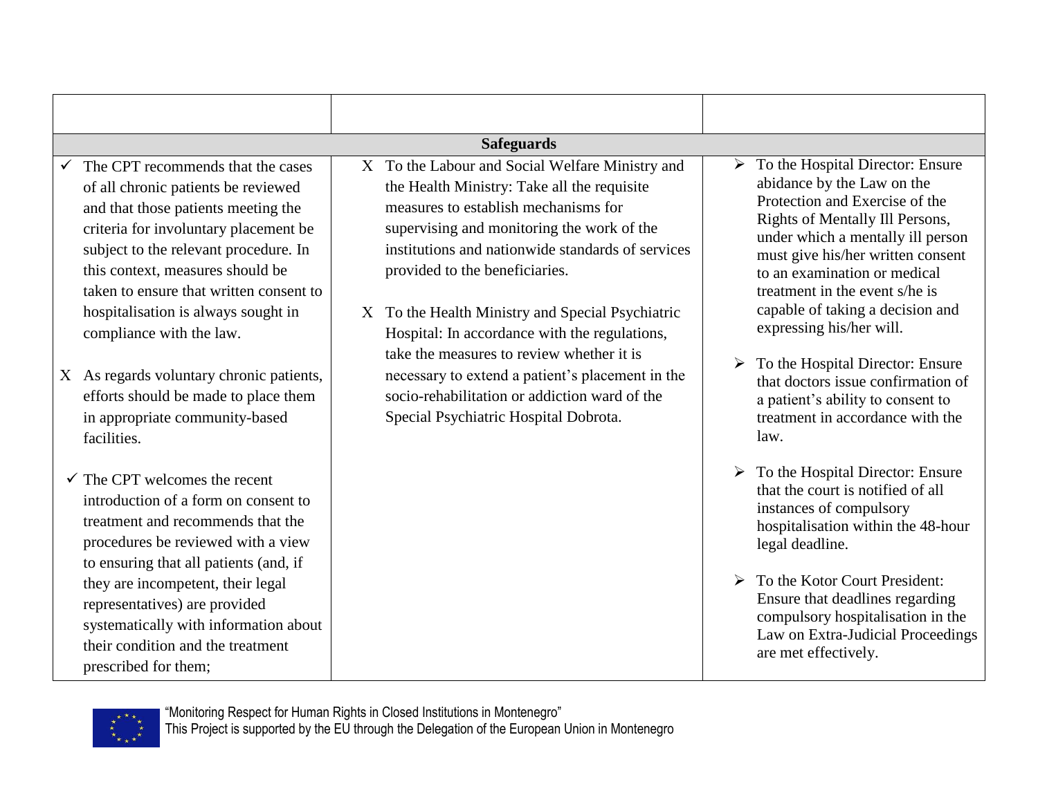| | | |
|---|---|---|
| **Safeguards** | | |
| ✓ The CPT recommends that the cases of all chronic patients be reviewed and that those patients meeting the criteria for involuntary placement be subject to the relevant procedure. In this context, measures should be taken to ensure that written consent to hospitalisation is always sought in compliance with the law.<br><br>X As regards voluntary chronic patients, efforts should be made to place them in appropriate community-based facilities.<br><br>✓ The CPT welcomes the recent introduction of a form on consent to treatment and recommends that the procedures be reviewed with a view to ensuring that all patients (and, if they are incompetent, their legal representatives) are provided systematically with information about their condition and the treatment prescribed for them; | X To the Labour and Social Welfare Ministry and the Health Ministry: Take all the requisite measures to establish mechanisms for supervising and monitoring the work of the institutions and nationwide standards of services provided to the beneficiaries.<br><br>X To the Health Ministry and Special Psychiatric Hospital: In accordance with the regulations, take the measures to review whether it is necessary to extend a patient's placement in the socio-rehabilitation or addiction ward of the Special Psychiatric Hospital Dobrota. | ➢ To the Hospital Director: Ensure abidance by the Law on the Protection and Exercise of the Rights of Mentally Ill Persons, under which a mentally ill person must give his/her written consent to an examination or medical treatment in the event s/he is capable of taking a decision and expressing his/her will.<br><br>➢ To the Hospital Director: Ensure that doctors issue confirmation of a patient's ability to consent to treatment in accordance with the law.<br><br>➢ To the Hospital Director: Ensure that the court is notified of all instances of compulsory hospitalisation within the 48-hour legal deadline.<br><br>➢ To the Kotor Court President: Ensure that deadlines regarding compulsory hospitalisation in the Law on Extra-Judicial Proceedings are met effectively. |

"Monitoring Respect for Human Rights in Closed Institutions in Montenegro"
This Project is supported by the EU through the Delegation of the European Union in Montenegro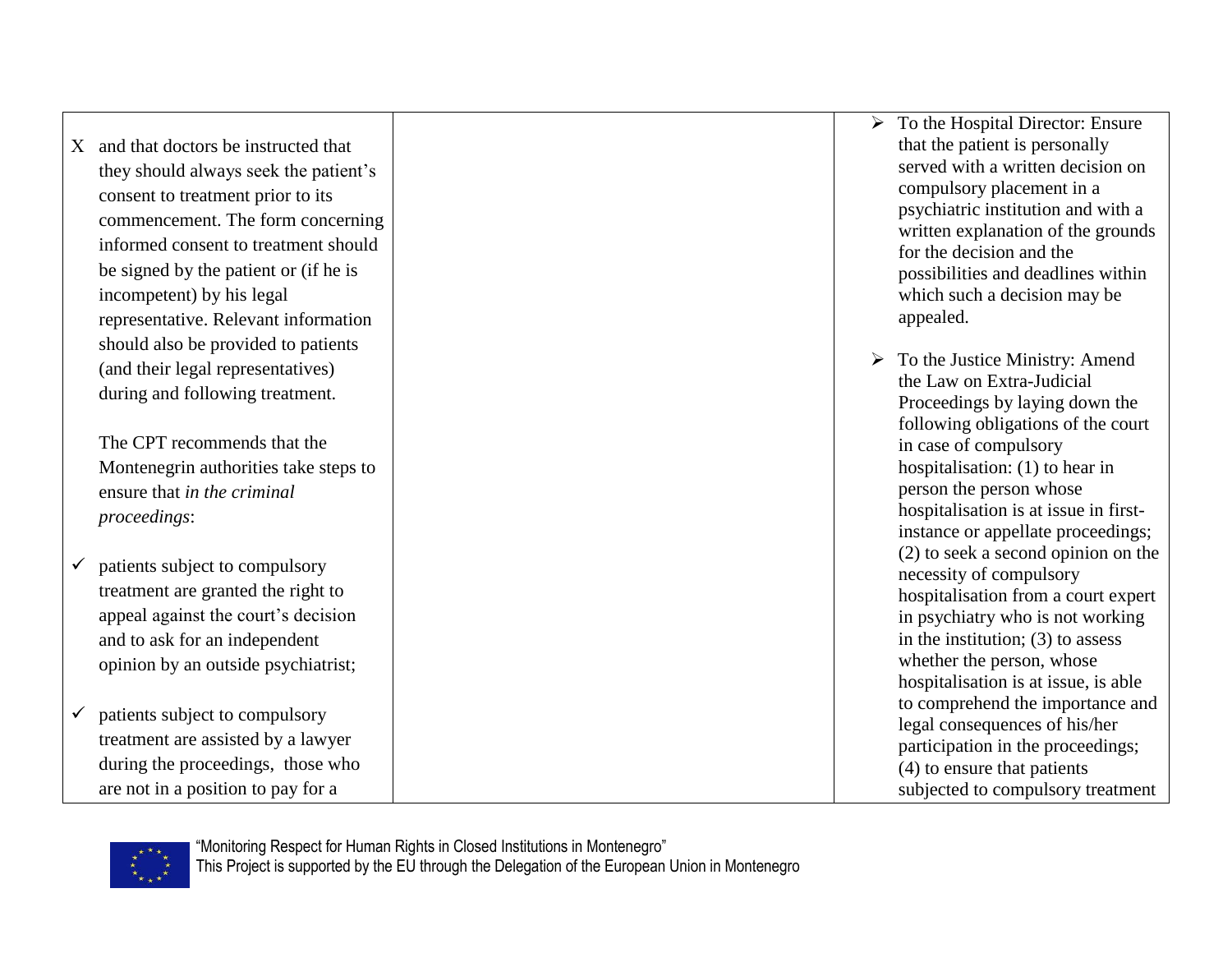| | | |
|---|---|---|
| X and that doctors be instructed that they should always seek the patient's consent to treatment prior to its commencement. The form concerning informed consent to treatment should be signed by the patient or (if he is incompetent) by his legal representative. Relevant information should also be provided to patients (and their legal representatives) during and following treatment.<br><br>The CPT recommends that the Montenegrin authorities take steps to ensure that *in the criminal proceedings*:<br><br>✓ patients subject to compulsory treatment are granted the right to appeal against the court's decision and to ask for an independent opinion by an outside psychiatrist;<br><br>✓ patients subject to compulsory treatment are assisted by a lawyer during the proceedings, those who are not in a position to pay for a | | ➢ To the Hospital Director: Ensure that the patient is personally served with a written decision on compulsory placement in a psychiatric institution and with a written explanation of the grounds for the decision and the possibilities and deadlines within which such a decision may be appealed.<br><br>➢ To the Justice Ministry: Amend the Law on Extra-Judicial Proceedings by laying down the following obligations of the court in case of compulsory hospitalisation: (1) to hear in person the person whose hospitalisation is at issue in first-instance or appellate proceedings; (2) to seek a second opinion on the necessity of compulsory hospitalisation from a court expert in psychiatry who is not working in the institution; (3) to assess whether the person, whose hospitalisation is at issue, is able to comprehend the importance and legal consequences of his/her participation in the proceedings; (4) to ensure that patients subjected to compulsory treatment |

"Monitoring Respect for Human Rights in Closed Institutions in Montenegro"
This Project is supported by the EU through the Delegation of the European Union in Montenegro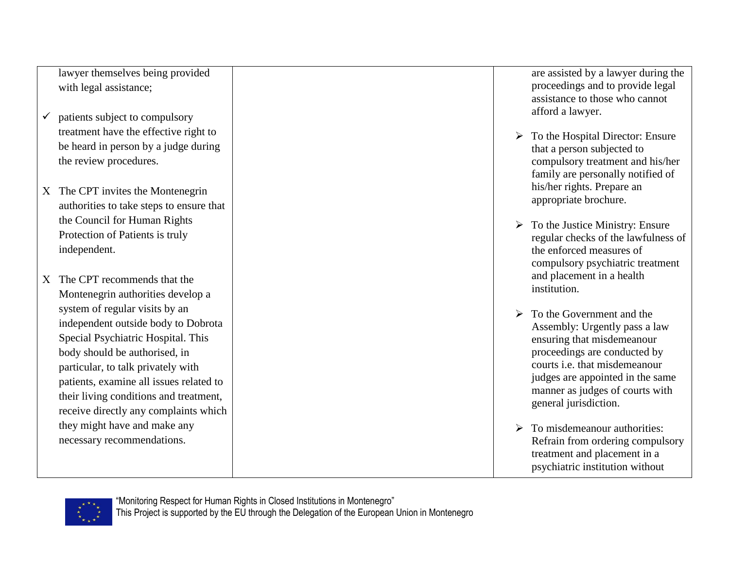| | | |
|---|---|---|
| lawyer themselves being provided with legal assistance;<br><br>✓ patients subject to compulsory treatment have the effective right to be heard in person by a judge during the review procedures.<br><br>X The CPT invites the Montenegrin authorities to take steps to ensure that the Council for Human Rights Protection of Patients is truly independent.<br><br>X The CPT recommends that the Montenegrin authorities develop a system of regular visits by an independent outside body to Dobrota Special Psychiatric Hospital. This body should be authorised, in particular, to talk privately with patients, examine all issues related to their living conditions and treatment, receive directly any complaints which they might have and make any necessary recommendations. | | are assisted by a lawyer during the proceedings and to provide legal assistance to those who cannot afford a lawyer.<br><br>➢ To the Hospital Director: Ensure that a person subjected to compulsory treatment and his/her family are personally notified of his/her rights. Prepare an appropriate brochure.<br><br>➢ To the Justice Ministry: Ensure regular checks of the lawfulness of the enforced measures of compulsory psychiatric treatment and placement in a health institution.<br><br>➢ To the Government and the Assembly: Urgently pass a law ensuring that misdemeanour proceedings are conducted by courts i.e. that misdemeanour judges are appointed in the same manner as judges of courts with general jurisdiction.<br><br>➢ To misdemeanour authorities: Refrain from ordering compulsory treatment and placement in a psychiatric institution without |

"Monitoring Respect for Human Rights in Closed Institutions in Montenegro"
This Project is supported by the EU through the Delegation of the European Union in Montenegro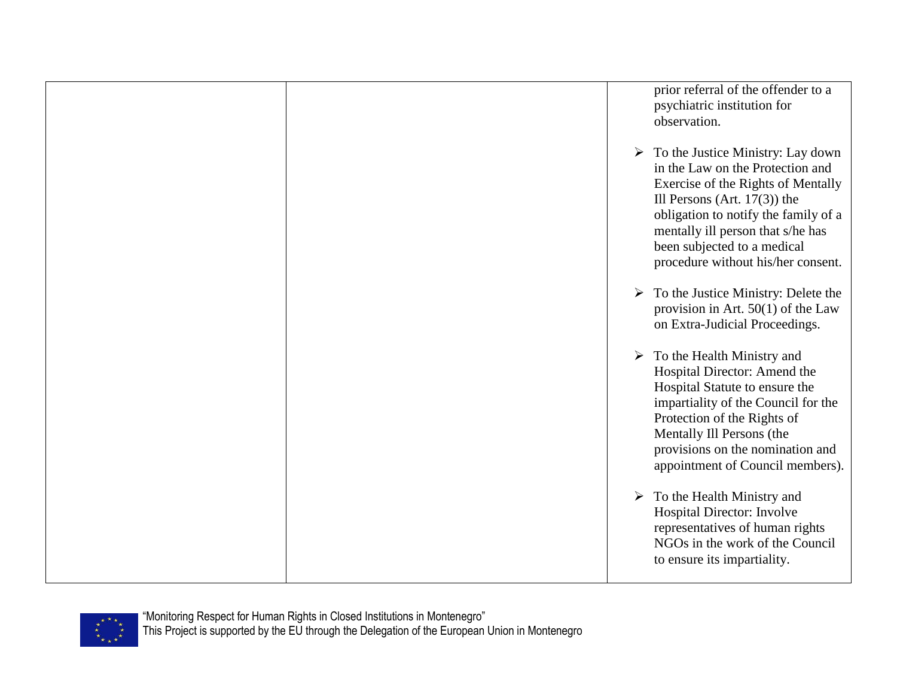| | | prior referral of the offender to a psychiatric institution for observation.<br><br>➢ To the Justice Ministry: Lay down in the Law on the Protection and Exercise of the Rights of Mentally Ill Persons (Art. 17(3)) the obligation to notify the family of a mentally ill person that s/he has been subjected to a medical procedure without his/her consent.<br><br>➢ To the Justice Ministry: Delete the provision in Art. 50(1) of the Law on Extra-Judicial Proceedings.<br><br>➢ To the Health Ministry and Hospital Director: Amend the Hospital Statute to ensure the impartiality of the Council for the Protection of the Rights of Mentally Ill Persons (the provisions on the nomination and appointment of Council members).<br><br>➢ To the Health Ministry and Hospital Director: Involve representatives of human rights NGOs in the work of the Council to ensure its impartiality. |
|---|---|---|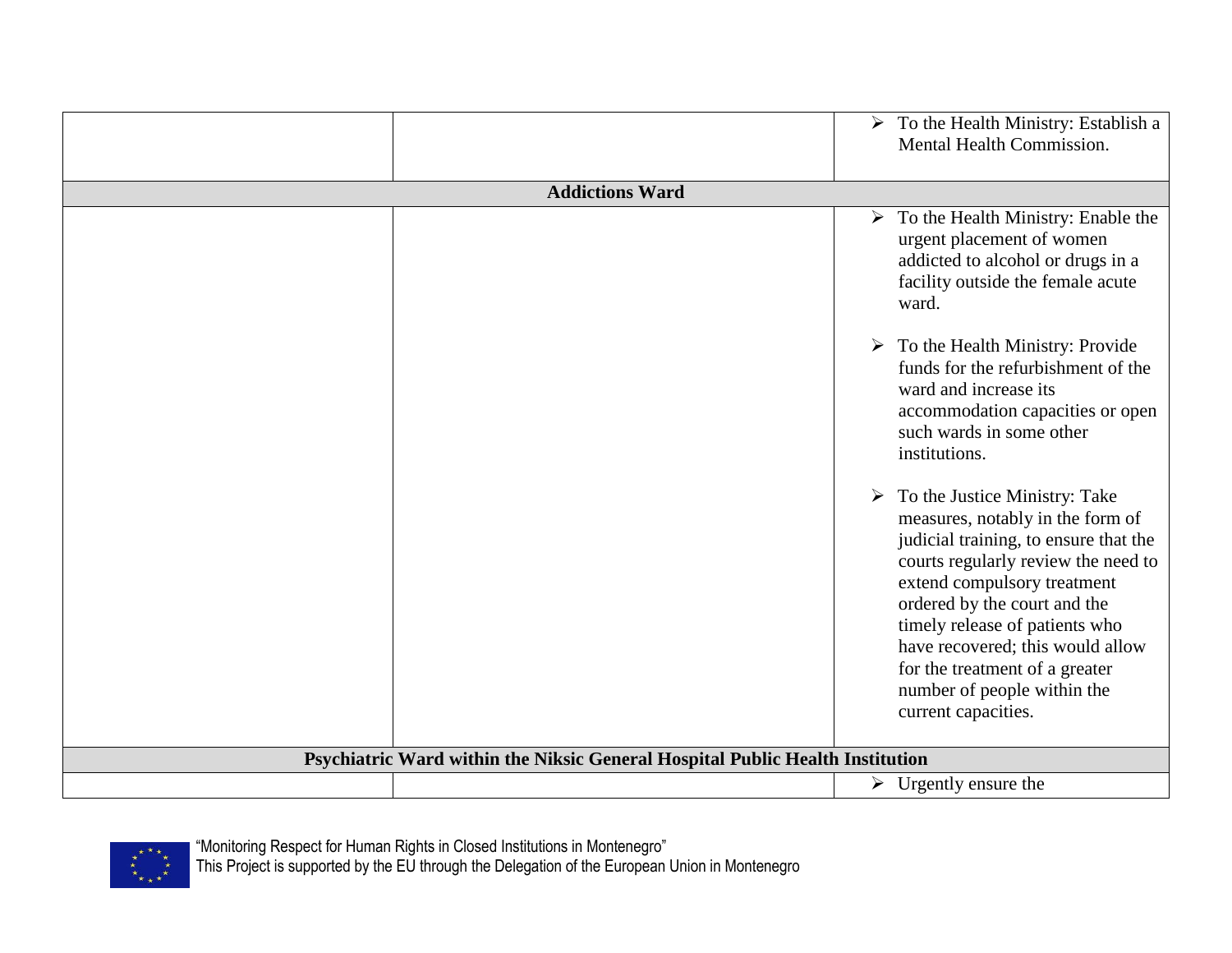| | | |
|---|---|---|
| | | ➢ To the Health Ministry: Establish a Mental Health Commission. |
| **Addictions Ward** | | |
| | | ➢ To the Health Ministry: Enable the urgent placement of women addicted to alcohol or drugs in a facility outside the female acute ward.<br><br>➢ To the Health Ministry: Provide funds for the refurbishment of the ward and increase its accommodation capacities or open such wards in some other institutions.<br><br>➢ To the Justice Ministry: Take measures, notably in the form of judicial training, to ensure that the courts regularly review the need to extend compulsory treatment ordered by the court and the timely release of patients who have recovered; this would allow for the treatment of a greater number of people within the current capacities. |
| **Psychiatric Ward within the Niksic General Hospital Public Health Institution** | | |
| | | ➢ Urgently ensure the |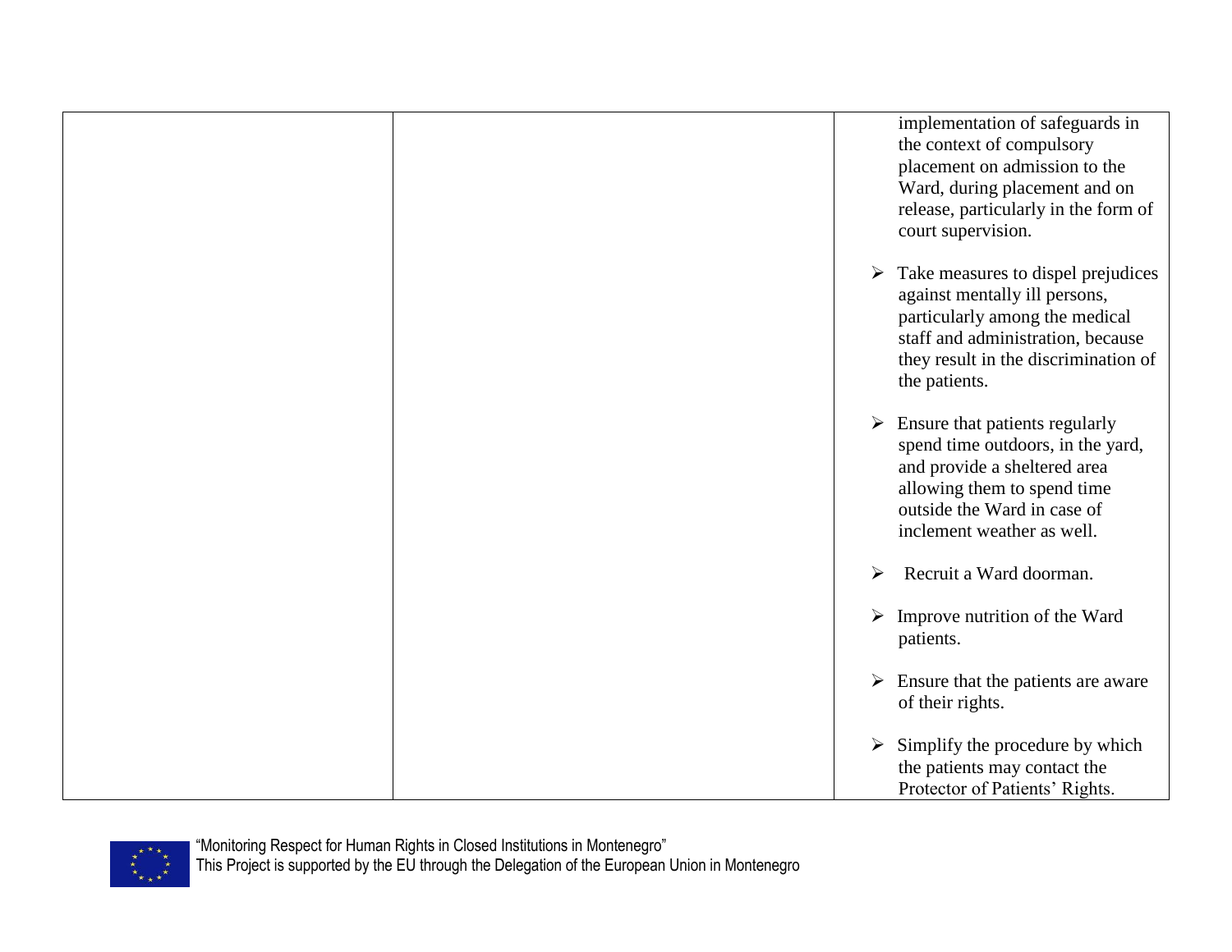|  |  | implementation of safeguards in the context of compulsory placement on admission to the Ward, during placement and on release, particularly in the form of court supervision.<br><br>➢ Take measures to dispel prejudices against mentally ill persons, particularly among the medical staff and administration, because they result in the discrimination of the patients.<br><br>➢ Ensure that patients regularly spend time outdoors, in the yard, and provide a sheltered area allowing them to spend time outside the Ward in case of inclement weather as well.<br><br>➢ Recruit a Ward doorman.<br><br>➢ Improve nutrition of the Ward patients.<br><br>➢ Ensure that the patients are aware of their rights.<br><br>➢ Simplify the procedure by which the patients may contact the Protector of Patients' Rights. |
|---|---|---|

"Monitoring Respect for Human Rights in Closed Institutions in Montenegro"
This Project is supported by the EU through the Delegation of the European Union in Montenegro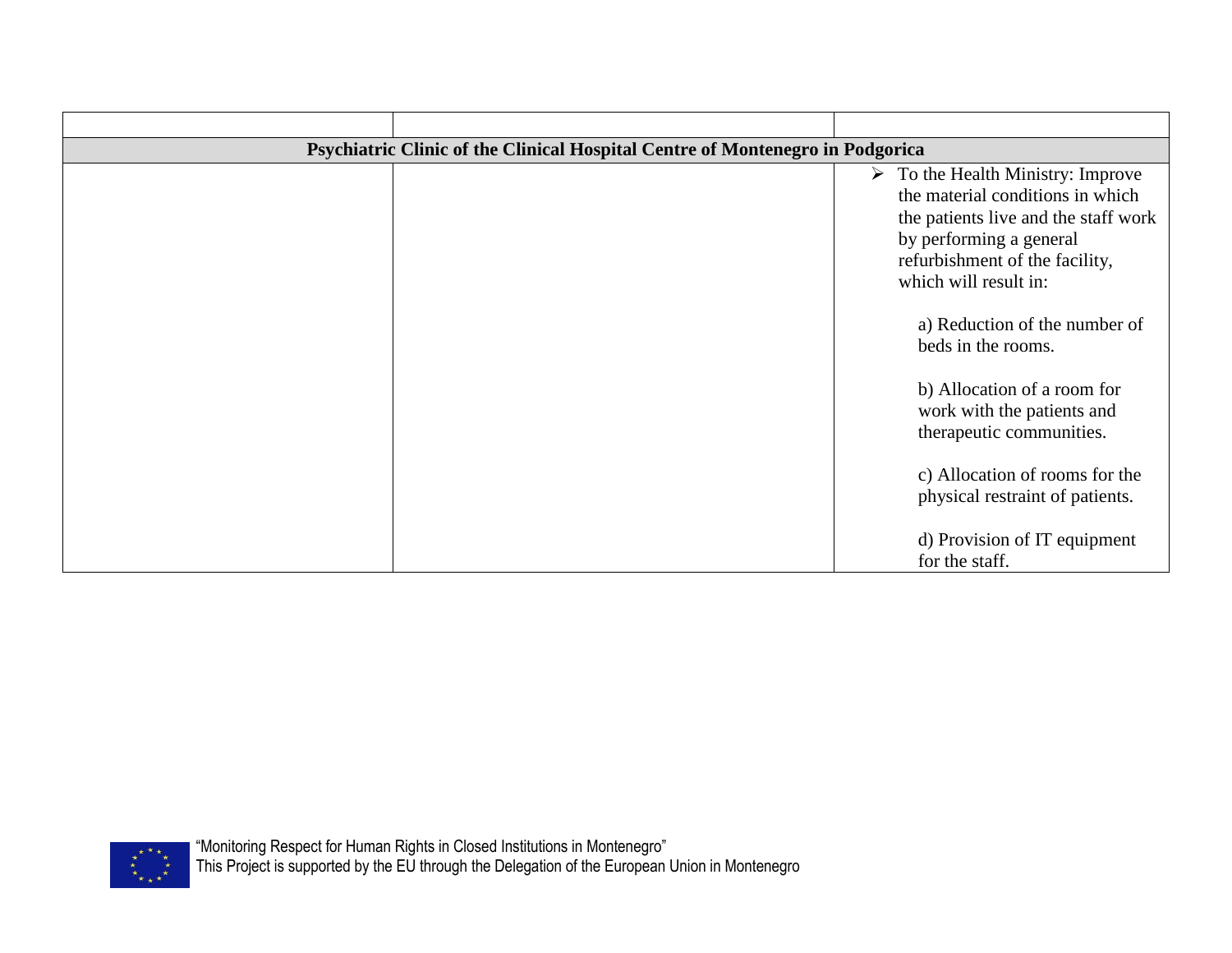| | | |
|---|---|---|
| **Psychiatric Clinic of the Clinical Hospital Centre of Montenegro in Podgorica** | | |
| | | ➢ To the Health Ministry: Improve the material conditions in which the patients live and the staff work by performing a general refurbishment of the facility, which will result in:<br><br>a) Reduction of the number of beds in the rooms.<br><br>b) Allocation of a room for work with the patients and therapeutic communities.<br><br>c) Allocation of rooms for the physical restraint of patients.<br><br>d) Provision of IT equipment for the staff. |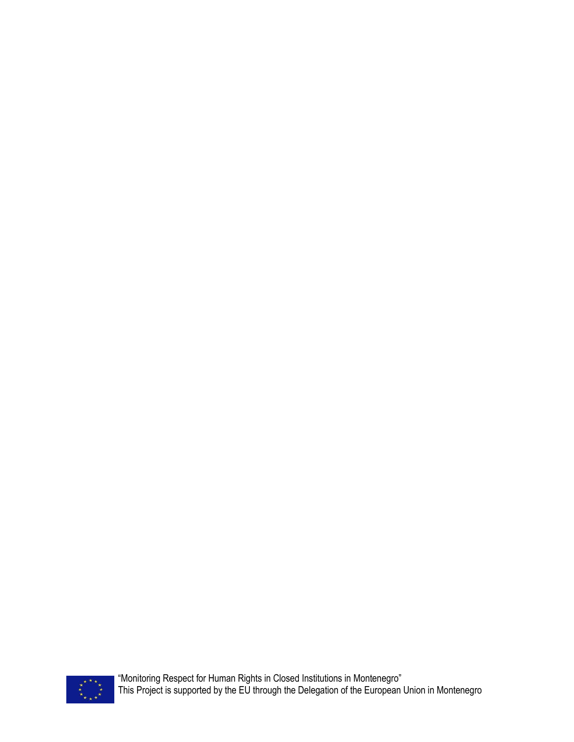“Monitoring Respect for Human Rights in Closed Institutions in Montenegro”
This Project is supported by the EU through the Delegation of the European Union in Montenegro